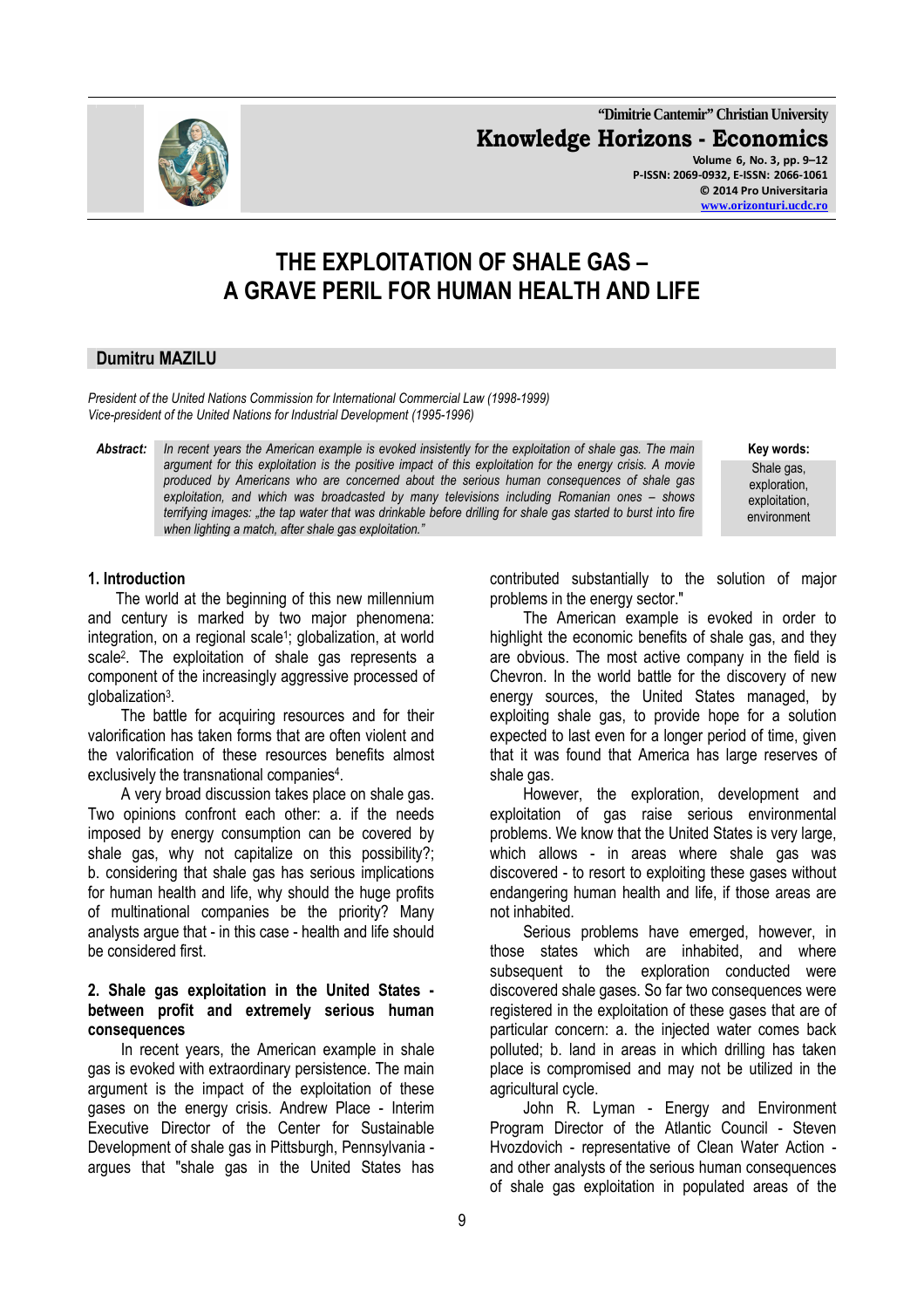# THE EXPLOITATION OF SHALE GAS – A GRAVE PERIL FOR HUMAN HEALTH AND LIFE

**Dumitru MAZILU**

*President of the United Nations Commission for International Commercial Law (1998-1999)*
*Vice-president of the United Nations for Industrial Development (1995-1996)*

***Abstract:*** *In recent years the American example is evoked insistently for the exploitation of shale gas. The main argument for this exploitation is the positive impact of this exploitation for the energy crisis. A movie produced by Americans who are concerned about the serious human consequences of shale gas exploitation, and which was broadcasted by many televisions including Romanian ones – shows terrifying images: „the tap water that was drinkable before drilling for shale gas started to burst into fire when lighting a match, after shale gas exploitation."*

**Key words:** Shale gas, exploration, exploitation, environment

## 1. Introduction

The world at the beginning of this new millennium and century is marked by two major phenomena: integration, on a regional scale[1]; globalization, at world scale[2]. The exploitation of shale gas represents a component of the increasingly aggressive processed of globalization[3].

The battle for acquiring resources and for their valorification has taken forms that are often violent and the valorification of these resources benefits almost exclusively the transnational companies[4].

A very broad discussion takes place on shale gas. Two opinions confront each other: a. if the needs imposed by energy consumption can be covered by shale gas, why not capitalize on this possibility?; b. considering that shale gas has serious implications for human health and life, why should the huge profits of multinational companies be the priority? Many analysts argue that - in this case - health and life should be considered first.

## 2. Shale gas exploitation in the United States - between profit and extremely serious human consequences

In recent years, the American example in shale gas is evoked with extraordinary persistence. The main argument is the impact of the exploitation of these gases on the energy crisis. Andrew Place - Interim Executive Director of the Center for Sustainable Development of shale gas in Pittsburgh, Pennsylvania - argues that "shale gas in the United States has contributed substantially to the solution of major problems in the energy sector."

The American example is evoked in order to highlight the economic benefits of shale gas, and they are obvious. The most active company in the field is Chevron. In the world battle for the discovery of new energy sources, the United States managed, by exploiting shale gas, to provide hope for a solution expected to last even for a longer period of time, given that it was found that America has large reserves of shale gas.

However, the exploration, development and exploitation of gas raise serious environmental problems. We know that the United States is very large, which allows - in areas where shale gas was discovered - to resort to exploiting these gases without endangering human health and life, if those areas are not inhabited.

Serious problems have emerged, however, in those states which are inhabited, and where subsequent to the exploration conducted were discovered shale gases. So far two consequences were registered in the exploitation of these gases that are of particular concern: a. the injected water comes back polluted; b. land in areas in which drilling has taken place is compromised and may not be utilized in the agricultural cycle.

John R. Lyman - Energy and Environment Program Director of the Atlantic Council - Steven Hvozdovich - representative of Clean Water Action - and other analysts of the serious human consequences of shale gas exploitation in populated areas of the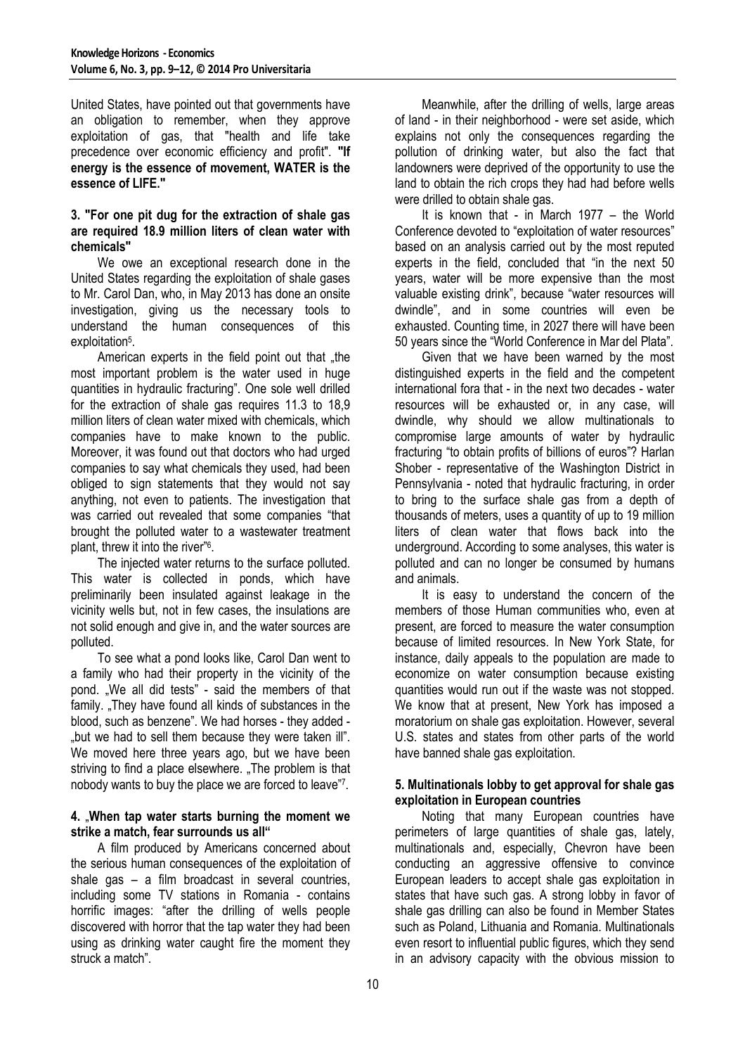United States, have pointed out that governments have an obligation to remember, when they approve exploitation of gas, that "health and life take precedence over economic efficiency and profit". **"If energy is the essence of movement, WATER is the essence of LIFE."**

### 3. "For one pit dug for the extraction of shale gas are required 18.9 million liters of clean water with chemicals"

We owe an exceptional research done in the United States regarding the exploitation of shale gases to Mr. Carol Dan, who, in May 2013 has done an onsite investigation, giving us the necessary tools to understand the human consequences of this exploitation[5].

American experts in the field point out that „the most important problem is the water used in huge quantities in hydraulic fracturing". One sole well drilled for the extraction of shale gas requires 11.3 to 18,9 million liters of clean water mixed with chemicals, which companies have to make known to the public. Moreover, it was found out that doctors who had urged companies to say what chemicals they used, had been obliged to sign statements that they would not say anything, not even to patients. The investigation that was carried out revealed that some companies "that brought the polluted water to a wastewater treatment plant, threw it into the river"[6].

The injected water returns to the surface polluted. This water is collected in ponds, which have preliminarily been insulated against leakage in the vicinity wells but, not in few cases, the insulations are not solid enough and give in, and the water sources are polluted.

To see what a pond looks like, Carol Dan went to a family who had their property in the vicinity of the pond. „We all did tests" - said the members of that family. „They have found all kinds of substances in the blood, such as benzene". We had horses - they added - „but we had to sell them because they were taken ill". We moved here three years ago, but we have been striving to find a place elsewhere. „The problem is that nobody wants to buy the place we are forced to leave"[7].

### 4. „When tap water starts burning the moment we strike a match, fear surrounds us all"

A film produced by Americans concerned about the serious human consequences of the exploitation of shale gas – a film broadcast in several countries, including some TV stations in Romania - contains horrific images: "after the drilling of wells people discovered with horror that the tap water they had been using as drinking water caught fire the moment they struck a match".

Meanwhile, after the drilling of wells, large areas of land - in their neighborhood - were set aside, which explains not only the consequences regarding the pollution of drinking water, but also the fact that landowners were deprived of the opportunity to use the land to obtain the rich crops they had had before wells were drilled to obtain shale gas.

It is known that - in March 1977 – the World Conference devoted to "exploitation of water resources" based on an analysis carried out by the most reputed experts in the field, concluded that "in the next 50 years, water will be more expensive than the most valuable existing drink", because "water resources will dwindle", and in some countries will even be exhausted. Counting time, in 2027 there will have been 50 years since the "World Conference in Mar del Plata".

Given that we have been warned by the most distinguished experts in the field and the competent international fora that - in the next two decades - water resources will be exhausted or, in any case, will dwindle, why should we allow multinationals to compromise large amounts of water by hydraulic fracturing "to obtain profits of billions of euros"? Harlan Shober - representative of the Washington District in Pennsylvania - noted that hydraulic fracturing, in order to bring to the surface shale gas from a depth of thousands of meters, uses a quantity of up to 19 million liters of clean water that flows back into the underground. According to some analyses, this water is polluted and can no longer be consumed by humans and animals.

It is easy to understand the concern of the members of those Human communities who, even at present, are forced to measure the water consumption because of limited resources. In New York State, for instance, daily appeals to the population are made to economize on water consumption because existing quantities would run out if the waste was not stopped. We know that at present, New York has imposed a moratorium on shale gas exploitation. However, several U.S. states and states from other parts of the world have banned shale gas exploitation.

### 5. Multinationals lobby to get approval for shale gas exploitation in European countries

Noting that many European countries have perimeters of large quantities of shale gas, lately, multinationals and, especially, Chevron have been conducting an aggressive offensive to convince European leaders to accept shale gas exploitation in states that have such gas. A strong lobby in favor of shale gas drilling can also be found in Member States such as Poland, Lithuania and Romania. Multinationals even resort to influential public figures, which they send in an advisory capacity with the obvious mission to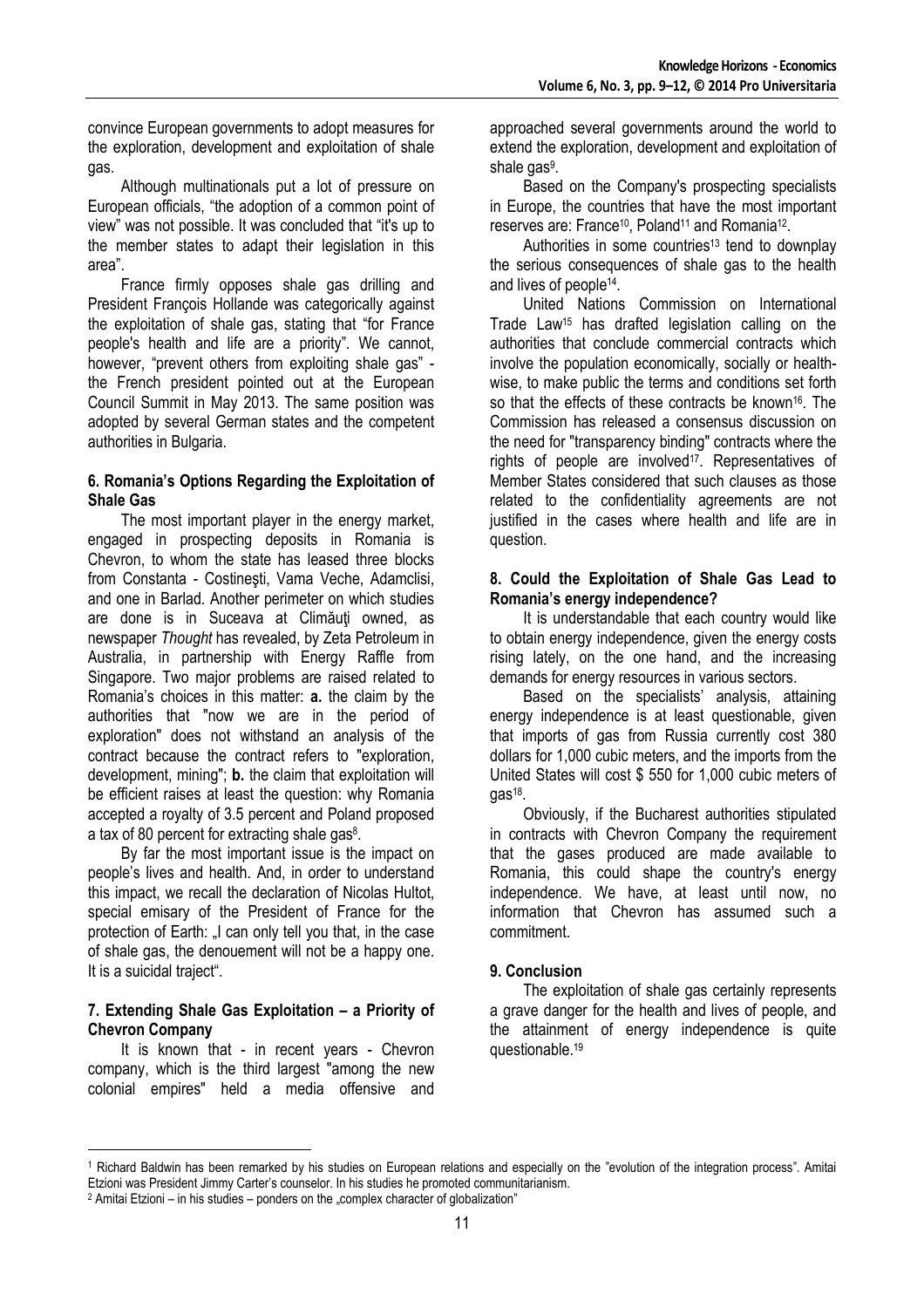convince European governments to adopt measures for the exploration, development and exploitation of shale gas.

Although multinationals put a lot of pressure on European officials, "the adoption of a common point of view" was not possible. It was concluded that "it's up to the member states to adapt their legislation in this area".

France firmly opposes shale gas drilling and President François Hollande was categorically against the exploitation of shale gas, stating that "for France people's health and life are a priority". We cannot, however, "prevent others from exploiting shale gas" - the French president pointed out at the European Council Summit in May 2013. The same position was adopted by several German states and the competent authorities in Bulgaria.

### 6. Romania's Options Regarding the Exploitation of Shale Gas

The most important player in the energy market, engaged in prospecting deposits in Romania is Chevron, to whom the state has leased three blocks from Constanta - Costineşti, Vama Veche, Adamclisi, and one in Barlad. Another perimeter on which studies are done is in Suceava at Climăuţi owned, as newspaper *Thought* has revealed, by Zeta Petroleum in Australia, in partnership with Energy Raffle from Singapore. Two major problems are raised related to Romania's choices in this matter: **a.** the claim by the authorities that "now we are in the period of exploration" does not withstand an analysis of the contract because the contract refers to "exploration, development, mining"; **b.** the claim that exploitation will be efficient raises at least the question: why Romania accepted a royalty of 3.5 percent and Poland proposed a tax of 80 percent for extracting shale gas[8].

By far the most important issue is the impact on people's lives and health. And, in order to understand this impact, we recall the declaration of Nicolas Hultot, special emisary of the President of France for the protection of Earth: „I can only tell you that, in the case of shale gas, the denouement will not be a happy one. It is a suicidal traject".

### 7. Extending Shale Gas Exploitation – a Priority of Chevron Company

It is known that - in recent years - Chevron company, which is the third largest "among the new colonial empires" held a media offensive and approached several governments around the world to extend the exploration, development and exploitation of shale gas[9].

Based on the Company's prospecting specialists in Europe, the countries that have the most important reserves are: France[10], Poland[11] and Romania[12].

Authorities in some countries[13] tend to downplay the serious consequences of shale gas to the health and lives of people[14].

United Nations Commission on International Trade Law[15] has drafted legislation calling on the authorities that conclude commercial contracts which involve the population economically, socially or health-wise, to make public the terms and conditions set forth so that the effects of these contracts be known[16]. The Commission has released a consensus discussion on the need for "transparency binding" contracts where the rights of people are involved[17]. Representatives of Member States considered that such clauses as those related to the confidentiality agreements are not justified in the cases where health and life are in question.

### 8. Could the Exploitation of Shale Gas Lead to Romania's energy independence?

It is understandable that each country would like to obtain energy independence, given the energy costs rising lately, on the one hand, and the increasing demands for energy resources in various sectors.

Based on the specialists' analysis, attaining energy independence is at least questionable, given that imports of gas from Russia currently cost 380 dollars for 1,000 cubic meters, and the imports from the United States will cost $ 550 for 1,000 cubic meters of gas[18].

Obviously, if the Bucharest authorities stipulated in contracts with Chevron Company the requirement that the gases produced are made available to Romania, this could shape the country's energy independence. We have, at least until now, no information that Chevron has assumed such a commitment.

### 9. Conclusion

The exploitation of shale gas certainly represents a grave danger for the health and lives of people, and the attainment of energy independence is quite questionable.[19]

---

[1] Richard Baldwin has been remarked by his studies on European relations and especially on the "evolution of the integration process". Amitai Etzioni was President Jimmy Carter's counselor. In his studies he promoted communitarianism.

[2] Amitai Etzioni – in his studies – ponders on the „complex character of globalization"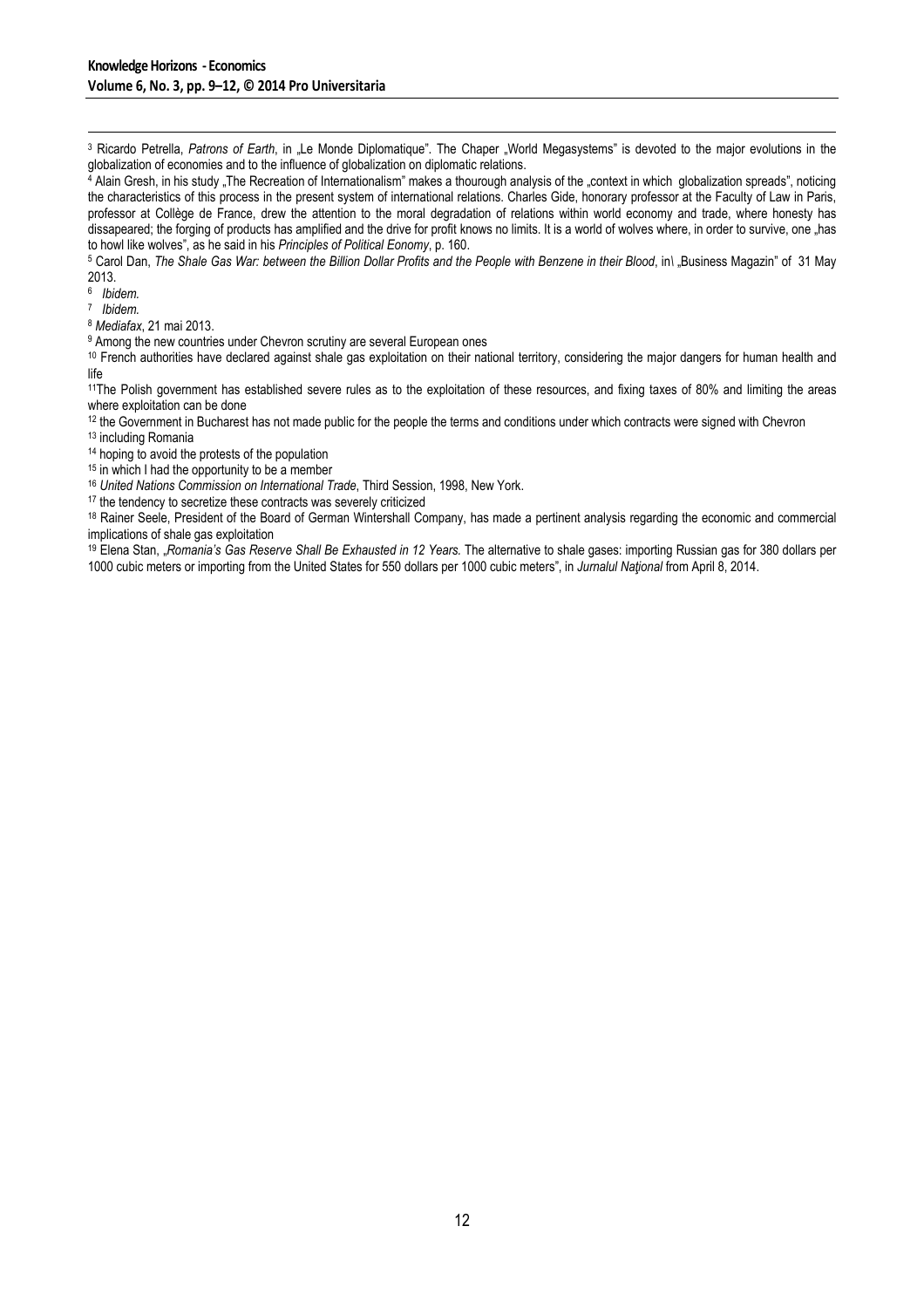[3] Ricardo Petrella, *Patrons of Earth*, in „Le Monde Diplomatique". The Chaper „World Megasystems" is devoted to the major evolutions in the globalization of economies and to the influence of globalization on diplomatic relations.

[4] Alain Gresh, in his study „The Recreation of Internationalism" makes a thourough analysis of the „context in which globalization spreads", noticing the characteristics of this process in the present system of international relations. Charles Gide, honorary professor at the Faculty of Law in Paris, professor at Collège de France, drew the attention to the moral degradation of relations within world economy and trade, where honesty has dissapeared; the forging of products has amplified and the drive for profit knows no limits. It is a world of wolves where, in order to survive, one „has to howl like wolves", as he said in his *Principles of Political Eonomy*, p. 160.

[5] Carol Dan, *The Shale Gas War: between the Billion Dollar Profits and the People with Benzene in their Blood*, in\ „Business Magazin" of 31 May 2013.

[6] *Ibidem.*

[7] *Ibidem.*

[8] *Mediafax*, 21 mai 2013.

[9] Among the new countries under Chevron scrutiny are several European ones

[10] French authorities have declared against shale gas exploitation on their national territory, considering the major dangers for human health and life

[11] The Polish government has established severe rules as to the exploitation of these resources, and fixing taxes of 80% and limiting the areas where exploitation can be done

[12] the Government in Bucharest has not made public for the people the terms and conditions under which contracts were signed with Chevron

[13] including Romania

[14] hoping to avoid the protests of the population

[15] in which I had the opportunity to be a member

[16] *United Nations Commission on International Trade*, Third Session, 1998, New York.

[17] the tendency to secretize these contracts was severely criticized

[18] Rainer Seele, President of the Board of German Wintershall Company, has made a pertinent analysis regarding the economic and commercial implications of shale gas exploitation

[19] Elena Stan, „*Romania's Gas Reserve Shall Be Exhausted in 12 Years.* The alternative to shale gases: importing Russian gas for 380 dollars per 1000 cubic meters or importing from the United States for 550 dollars per 1000 cubic meters", in *Jurnalul Naţional* from April 8, 2014.